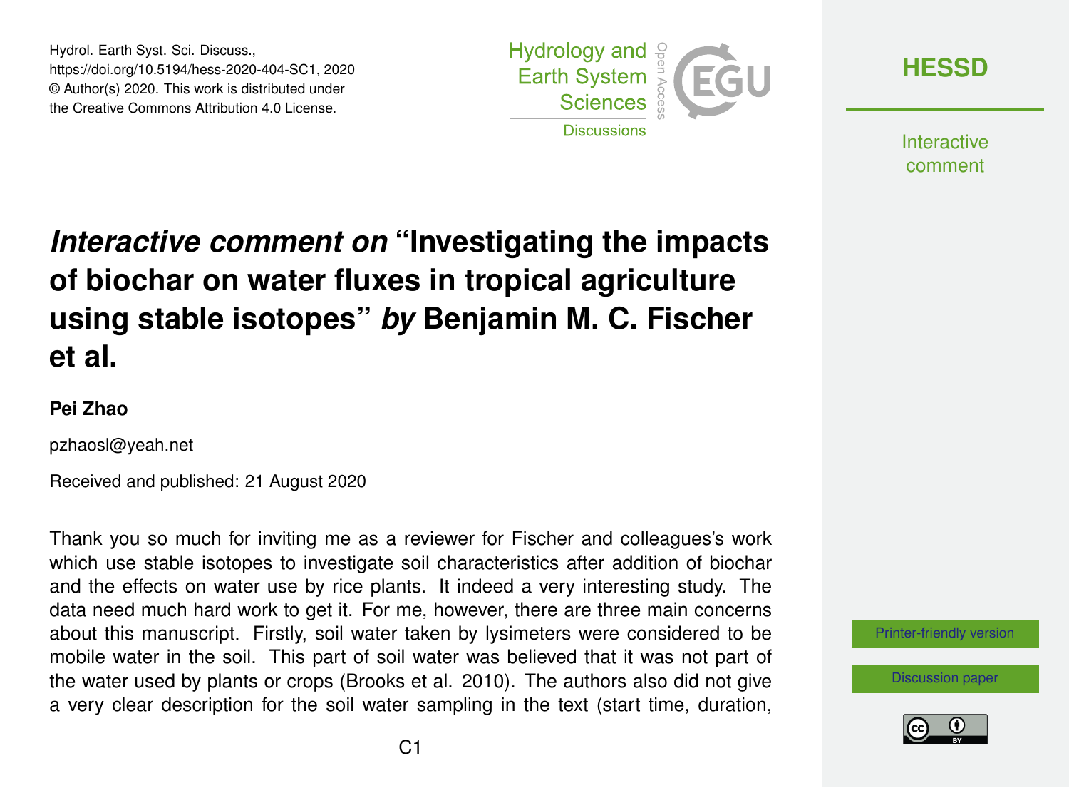# *Interactive comment on* "Investigating the impacts of biochar on water fluxes in tropical agriculture using stable isotopes" *by* Benjamin M. C. Fischer et al.

**Pei Zhao**

pzhaosl@yeah.net

Received and published: 21 August 2020

Thank you so much for inviting me as a reviewer for Fischer and colleagues's work which use stable isotopes to investigate soil characteristics after addition of biochar and the effects on water use by rice plants. It indeed a very interesting study. The data need much hard work to get it. For me, however, there are three main concerns about this manuscript. Firstly, soil water taken by lysimeters were considered to be mobile water in the soil. This part of soil water was believed that it was not part of the water used by plants or crops (Brooks et al. 2010). The authors also did not give a very clear description for the soil water sampling in the text (start time, duration,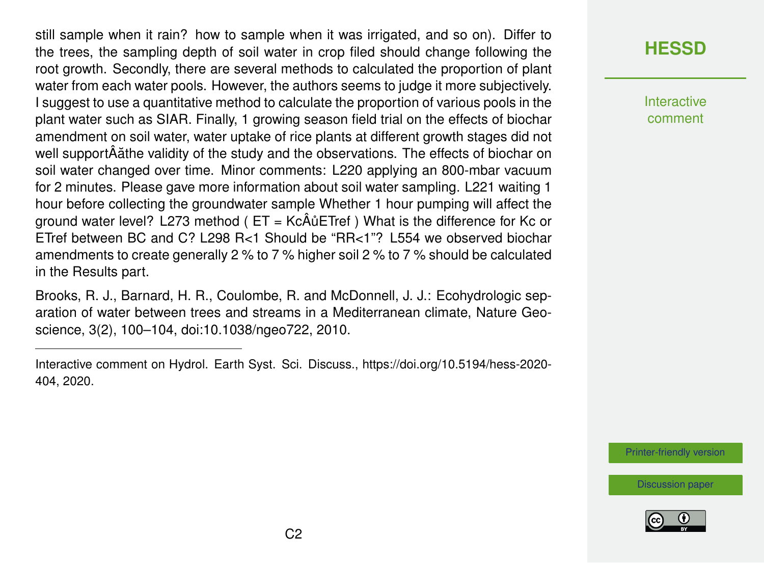still sample when it rain? how to sample when it was irrigated, and so on). Differ to the trees, the sampling depth of soil water in crop filed should change following the root growth. Secondly, there are several methods to calculated the proportion of plant water from each water pools. However, the authors seems to judge it more subjectively. I suggest to use a quantitative method to calculate the proportion of various pools in the plant water such as SIAR. Finally, 1 growing season field trial on the effects of biochar amendment on soil water, water uptake of rice plants at different growth stages did not well supportÂăthe validity of the study and the observations. The effects of biochar on soil water changed over time. Minor comments: L220 applying an 800-mbar vacuum for 2 minutes. Please gave more information about soil water sampling. L221 waiting 1 hour before collecting the groundwater sample Whether 1 hour pumping will affect the ground water level? L273 method ( ET = KcÂůETref ) What is the difference for Kc or ETref between BC and C? L298 R<1 Should be "RR<1"? L554 we observed biochar amendments to create generally 2 % to 7 % higher soil 2 % to 7 % should be calculated in the Results part.

Brooks, R. J., Barnard, H. R., Coulombe, R. and McDonnell, J. J.: Ecohydrologic separation of water between trees and streams in a Mediterranean climate, Nature Geoscience, 3(2), 100–104, doi:10.1038/ngeo722, 2010.

---

Interactive comment on Hydrol. Earth Syst. Sci. Discuss., https://doi.org/10.5194/hess-2020-404, 2020.